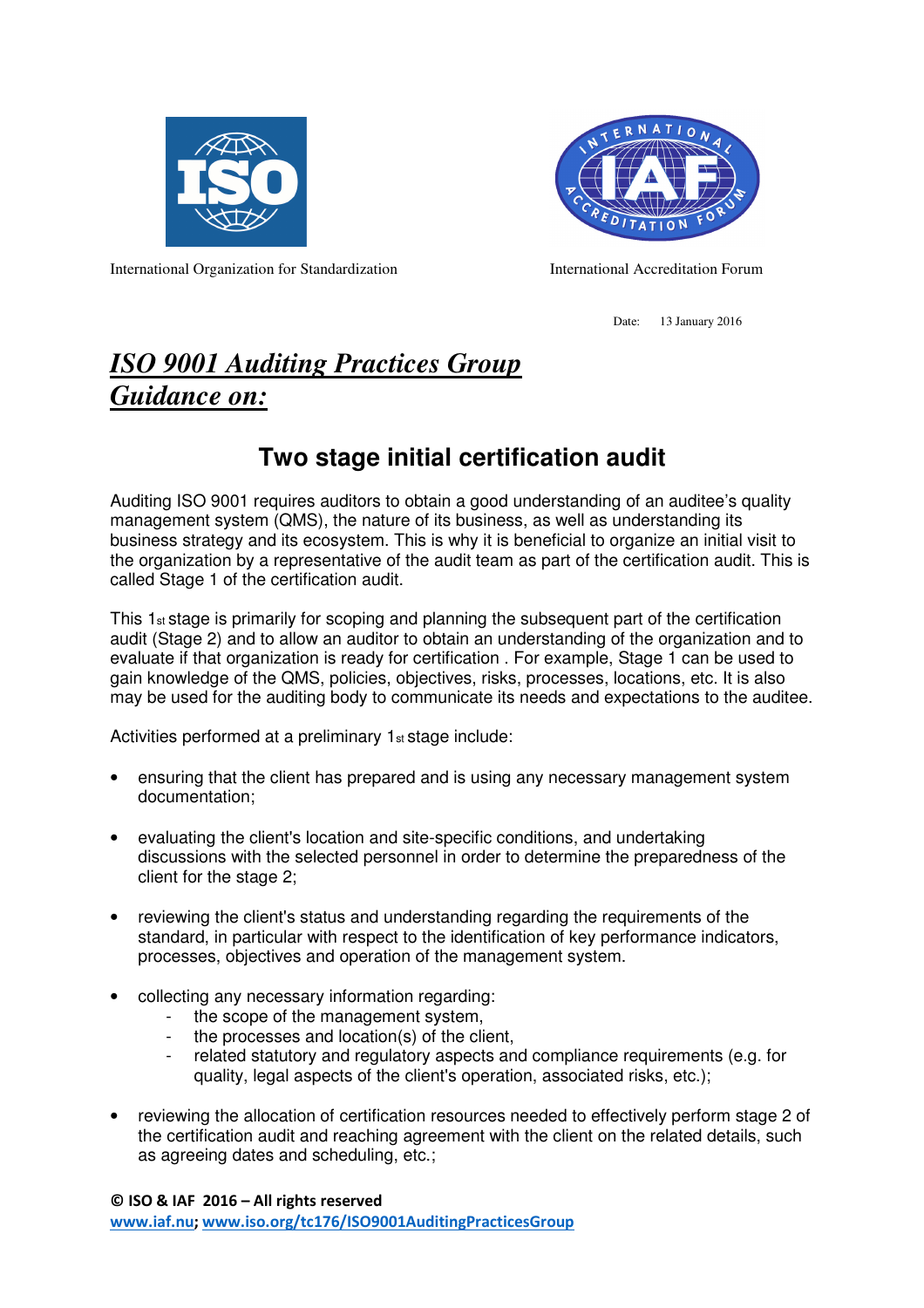International Organization for Standardization

International Accreditation Forum

Date: 13 January 2016

# *ISO 9001 Auditing Practices Group Guidance on:*

## Two stage initial certification audit

Auditing ISO 9001 requires auditors to obtain a good understanding of an auditee's quality management system (QMS), the nature of its business, as well as understanding its business strategy and its ecosystem. This is why it is beneficial to organize an initial visit to the organization by a representative of the audit team as part of the certification audit. This is called Stage 1 of the certification audit.

This 1st stage is primarily for scoping and planning the subsequent part of the certification audit (Stage 2) and to allow an auditor to obtain an understanding of the organization and to evaluate if that organization is ready for certification . For example, Stage 1 can be used to gain knowledge of the QMS, policies, objectives, risks, processes, locations, etc. It is also may be used for the auditing body to communicate its needs and expectations to the auditee.

Activities performed at a preliminary 1st stage include:

- ensuring that the client has prepared and is using any necessary management system documentation;
- evaluating the client's location and site-specific conditions, and undertaking discussions with the selected personnel in order to determine the preparedness of the client for the stage 2;
- reviewing the client's status and understanding regarding the requirements of the standard, in particular with respect to the identification of key performance indicators, processes, objectives and operation of the management system.
- collecting any necessary information regarding:
  - the scope of the management system,
  - the processes and location(s) of the client,
  - related statutory and regulatory aspects and compliance requirements (e.g. for quality, legal aspects of the client's operation, associated risks, etc.);
- reviewing the allocation of certification resources needed to effectively perform stage 2 of the certification audit and reaching agreement with the client on the related details, such as agreeing dates and scheduling, etc.;

**© ISO & IAF 2016 – All rights reserved**
www.iaf.nu; www.iso.org/tc176/ISO9001AuditingPracticesGroup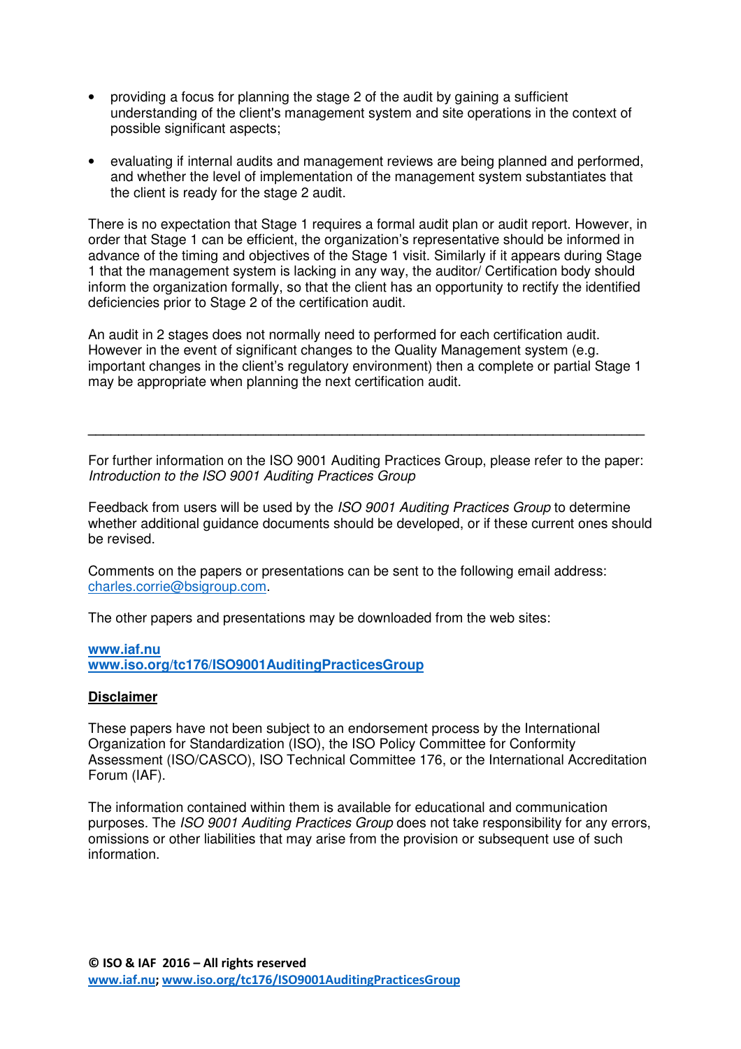- providing a focus for planning the stage 2 of the audit by gaining a sufficient understanding of the client's management system and site operations in the context of possible significant aspects;
- evaluating if internal audits and management reviews are being planned and performed, and whether the level of implementation of the management system substantiates that the client is ready for the stage 2 audit.

There is no expectation that Stage 1 requires a formal audit plan or audit report. However, in order that Stage 1 can be efficient, the organization's representative should be informed in advance of the timing and objectives of the Stage 1 visit. Similarly if it appears during Stage 1 that the management system is lacking in any way, the auditor/ Certification body should inform the organization formally, so that the client has an opportunity to rectify the identified deficiencies prior to Stage 2 of the certification audit.

An audit in 2 stages does not normally need to performed for each certification audit. However in the event of significant changes to the Quality Management system (e.g. important changes in the client's regulatory environment) then a complete or partial Stage 1 may be appropriate when planning the next certification audit.

---

For further information on the ISO 9001 Auditing Practices Group, please refer to the paper: *Introduction to the ISO 9001 Auditing Practices Group*

Feedback from users will be used by the *ISO 9001 Auditing Practices Group* to determine whether additional guidance documents should be developed, or if these current ones should be revised.

Comments on the papers or presentations can be sent to the following email address: charles.corrie@bsigroup.com.

The other papers and presentations may be downloaded from the web sites:

**www.iaf.nu**
**www.iso.org/tc176/ISO9001AuditingPracticesGroup**

**Disclaimer**

These papers have not been subject to an endorsement process by the International Organization for Standardization (ISO), the ISO Policy Committee for Conformity Assessment (ISO/CASCO), ISO Technical Committee 176, or the International Accreditation Forum (IAF).

The information contained within them is available for educational and communication purposes. The *ISO 9001 Auditing Practices Group* does not take responsibility for any errors, omissions or other liabilities that may arise from the provision or subsequent use of such information.

**© ISO & IAF 2016 – All rights reserved**
**www.iaf.nu; www.iso.org/tc176/ISO9001AuditingPracticesGroup**